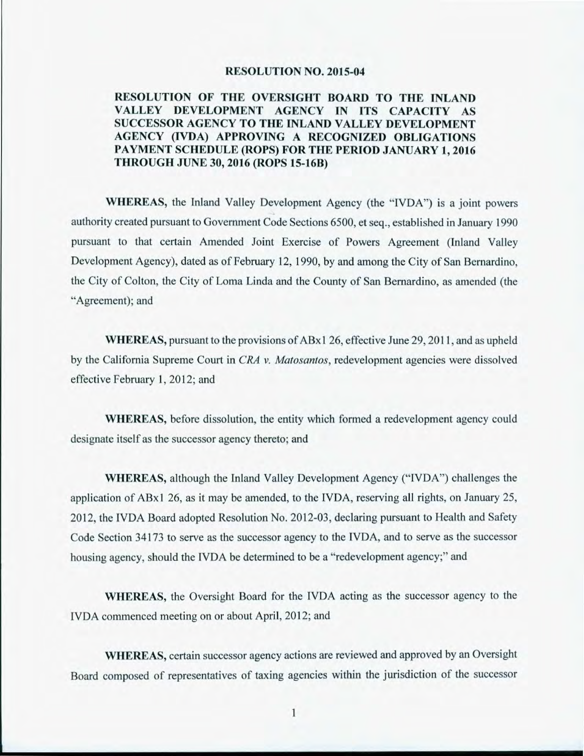# RESOLUTION NO. 2015-04

## RESOLUTION OF THE OVERSIGHT BOARD TO THE INLAND VALLEY DEVELOPMENT AGENCY IN ITS CAPACITY AS SUCCESSOR AGENCY TO THE INLAND VALLEY DEVELOPMENT AGENCY (IVDA) APPROVING A RECOGNIZED OBLIGATIONS PAYMENT SCHEDULE (ROPS) FOR THE PERIOD JANUARY 1, 2016 THROUGH JUNE 30, 2016 (ROPS 15-16B)

**WHEREAS,** the Inland Valley Development Agency (the "IVDA") is a joint powers authority created pursuant to Government Code Sections 6500, et seq., established in January 1990 pursuant to that certain Amended Joint Exercise of Powers Agreement (Inland Valley Development Agency), dated as of February 12, 1990, by and among the City of San Bernardino, the City of Colton, the City of Loma Linda and the County of San Bernardino, as amended (the "Agreement); and

**WHEREAS,** pursuant to the provisions of ABx1 26, effective June 29, 2011, and as upheld by the California Supreme Court in *CRA v. Matosantos*, redevelopment agencies were dissolved effective February 1, 2012; and

**WHEREAS,** before dissolution, the entity which formed a redevelopment agency could designate itself as the successor agency thereto; and

**WHEREAS,** although the Inland Valley Development Agency ("IVDA") challenges the application of ABx1 26, as it may be amended, to the IVDA, reserving all rights, on January 25, 2012, the IVDA Board adopted Resolution No. 2012-03, declaring pursuant to Health and Safety Code Section 34173 to serve as the successor agency to the IVDA, and to serve as the successor housing agency, should the IVDA be determined to be a "redevelopment agency;" and

**WHEREAS,** the Oversight Board for the IVDA acting as the successor agency to the IVDA commenced meeting on or about April, 2012; and

**WHEREAS,** certain successor agency actions are reviewed and approved by an Oversight Board composed of representatives of taxing agencies within the jurisdiction of the successor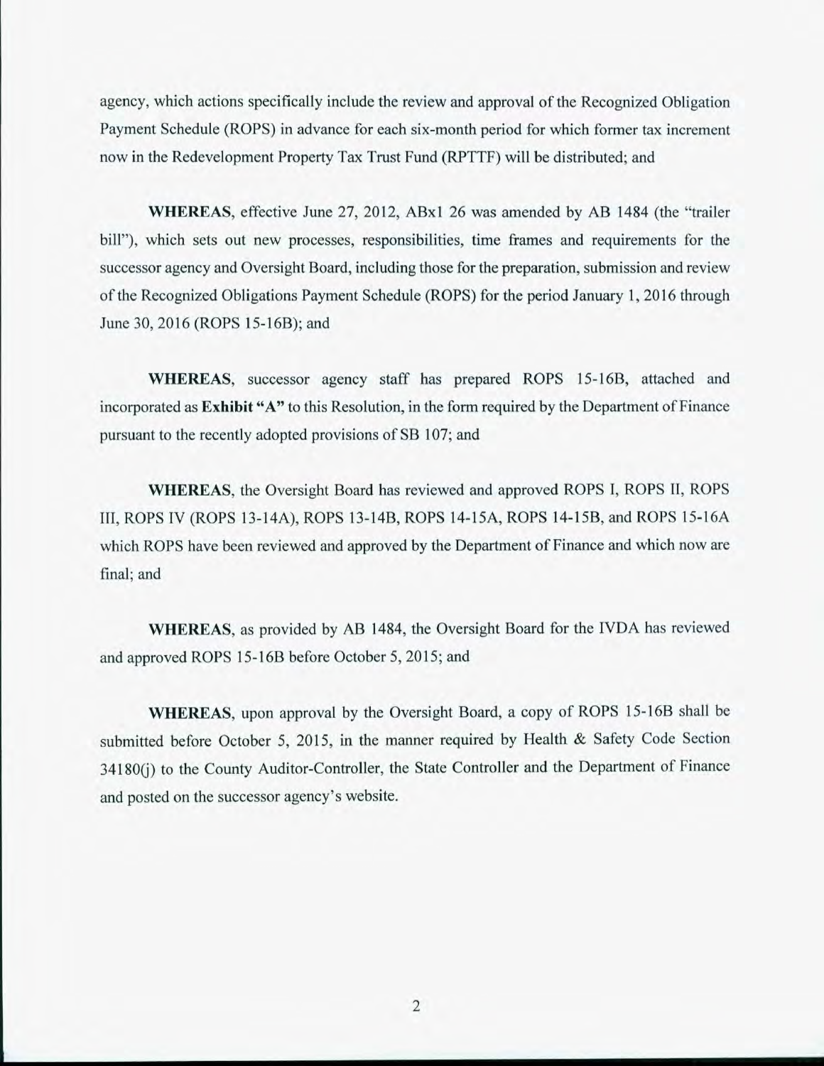agency, which actions specifically include the review and approval of the Recognized Obligation Payment Schedule (ROPS) in advance for each six-month period for which former tax increment now in the Redevelopment Property Tax Trust Fund (RPTTF) will be distributed; and

**WHEREAS**, effective June 27, 2012, ABx1 26 was amended by AB 1484 (the "trailer bill"), which sets out new processes, responsibilities, time frames and requirements for the successor agency and Oversight Board, including those for the preparation, submission and review of the Recognized Obligations Payment Schedule (ROPS) for the period January 1, 2016 through June 30, 2016 (ROPS 15-16B); and

**WHEREAS**, successor agency staff has prepared ROPS 15-16B, attached and incorporated as **Exhibit "A"** to this Resolution, in the form required by the Department of Finance pursuant to the recently adopted provisions of SB 107; and

**WHEREAS**, the Oversight Board has reviewed and approved ROPS I, ROPS II, ROPS III, ROPS IV (ROPS 13-14A), ROPS 13-14B, ROPS 14-15A, ROPS 14-15B, and ROPS 15-16A which ROPS have been reviewed and approved by the Department of Finance and which now are final; and

**WHEREAS**, as provided by AB 1484, the Oversight Board for the IVDA has reviewed and approved ROPS 15-16B before October 5, 2015; and

**WHEREAS**, upon approval by the Oversight Board, a copy of ROPS 15-16B shall be submitted before October 5, 2015, in the manner required by Health & Safety Code Section 34180(j) to the County Auditor-Controller, the State Controller and the Department of Finance and posted on the successor agency's website.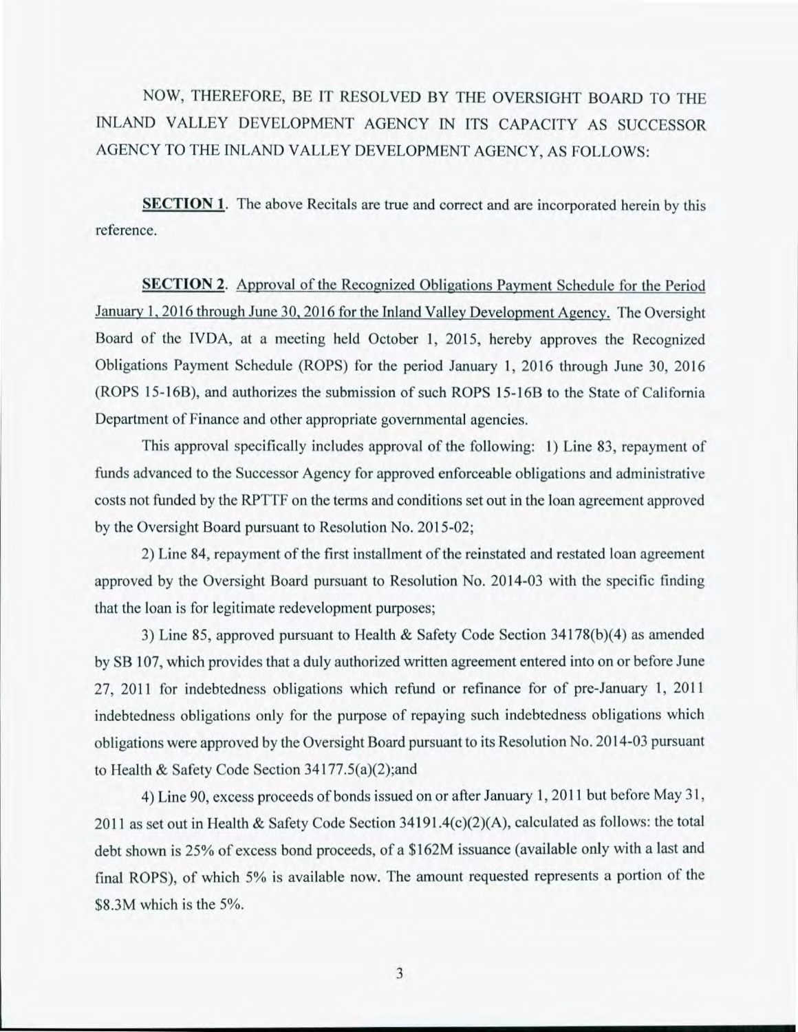NOW, THEREFORE, BE IT RESOLVED BY THE OVERSIGHT BOARD TO THE INLAND VALLEY DEVELOPMENT AGENCY IN ITS CAPACITY AS SUCCESSOR AGENCY TO THE INLAND VALLEY DEVELOPMENT AGENCY, AS FOLLOWS:

**SECTION 1**. The above Recitals are true and correct and are incorporated herein by this reference.

**SECTION 2**. Approval of the Recognized Obligations Payment Schedule for the Period January 1, 2016 through June 30, 2016 for the Inland Valley Development Agency. The Oversight Board of the IVDA, at a meeting held October 1, 2015, hereby approves the Recognized Obligations Payment Schedule (ROPS) for the period January 1, 2016 through June 30, 2016 (ROPS 15-16B), and authorizes the submission of such ROPS 15-16B to the State of California Department of Finance and other appropriate governmental agencies.

This approval specifically includes approval of the following: 1) Line 83, repayment of funds advanced to the Successor Agency for approved enforceable obligations and administrative costs not funded by the RPTTF on the terms and conditions set out in the loan agreement approved by the Oversight Board pursuant to Resolution No. 2015-02;

2) Line 84, repayment of the first installment of the reinstated and restated loan agreement approved by the Oversight Board pursuant to Resolution No. 2014-03 with the specific finding that the loan is for legitimate redevelopment purposes;

3) Line 85, approved pursuant to Health & Safety Code Section 34178(b)(4) as amended by SB 107, which provides that a duly authorized written agreement entered into on or before June 27, 2011 for indebtedness obligations which refund or refinance for of pre-January 1, 2011 indebtedness obligations only for the purpose of repaying such indebtedness obligations which obligations were approved by the Oversight Board pursuant to its Resolution No. 2014-03 pursuant to Health & Safety Code Section 34177.5(a)(2);and

4) Line 90, excess proceeds of bonds issued on or after January 1, 2011 but before May 31, 2011 as set out in Health & Safety Code Section 34191.4(c)(2)(A), calculated as follows: the total debt shown is 25% of excess bond proceeds, of a $162M issuance (available only with a last and final ROPS), of which 5% is available now. The amount requested represents a portion of the $8.3M which is the 5%.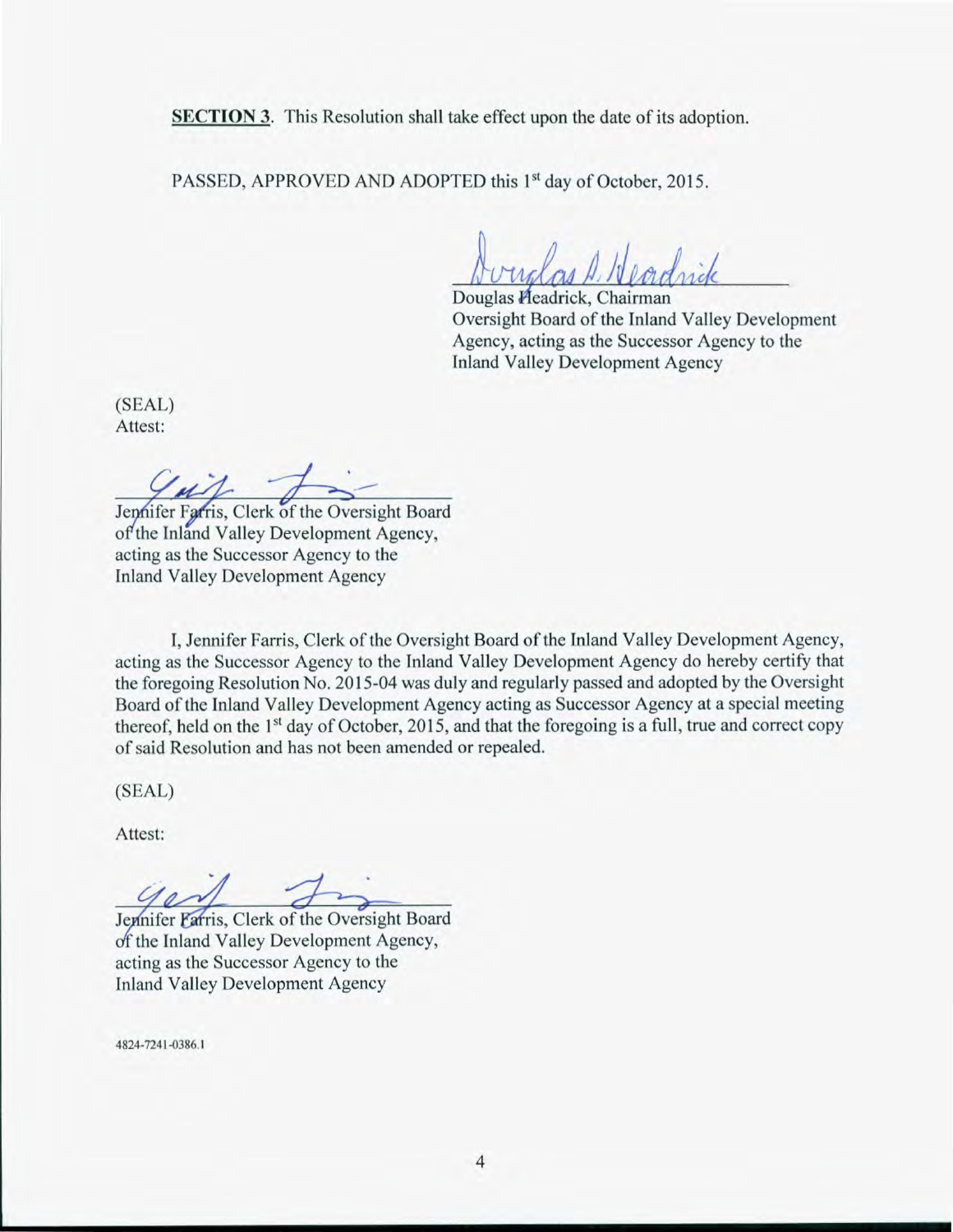**SECTION 3**. This Resolution shall take effect upon the date of its adoption.

PASSED, APPROVED AND ADOPTED this 1st day of October, 2015.

Douglas Headrick, Chairman
Oversight Board of the Inland Valley Development Agency, acting as the Successor Agency to the Inland Valley Development Agency

(SEAL)
Attest:

Jennifer Farris, Clerk of the Oversight Board of the Inland Valley Development Agency, acting as the Successor Agency to the Inland Valley Development Agency

I, Jennifer Farris, Clerk of the Oversight Board of the Inland Valley Development Agency, acting as the Successor Agency to the Inland Valley Development Agency do hereby certify that the foregoing Resolution No. 2015-04 was duly and regularly passed and adopted by the Oversight Board of the Inland Valley Development Agency acting as Successor Agency at a special meeting thereof, held on the 1st day of October, 2015, and that the foregoing is a full, true and correct copy of said Resolution and has not been amended or repealed.

(SEAL)

Attest:

Jennifer Farris, Clerk of the Oversight Board of the Inland Valley Development Agency, acting as the Successor Agency to the Inland Valley Development Agency

4824-7241-0386.1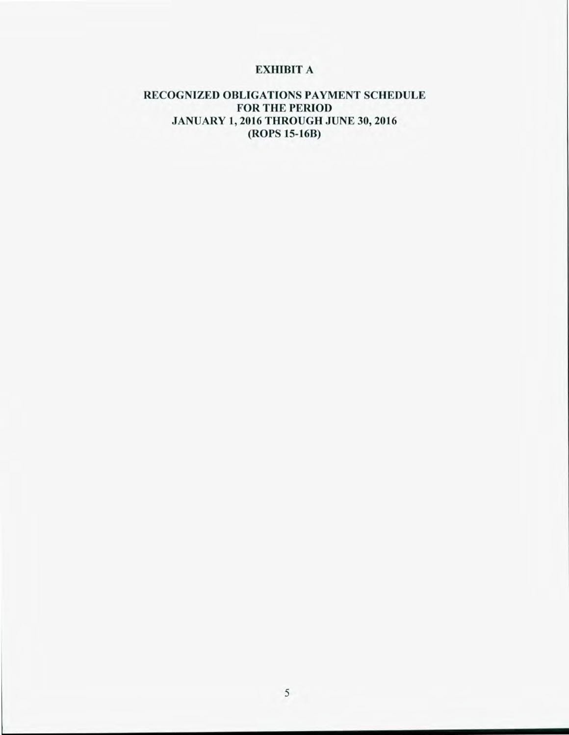# EXHIBIT A

## RECOGNIZED OBLIGATIONS PAYMENT SCHEDULE FOR THE PERIOD JANUARY 1, 2016 THROUGH JUNE 30, 2016 (ROPS 15-16B)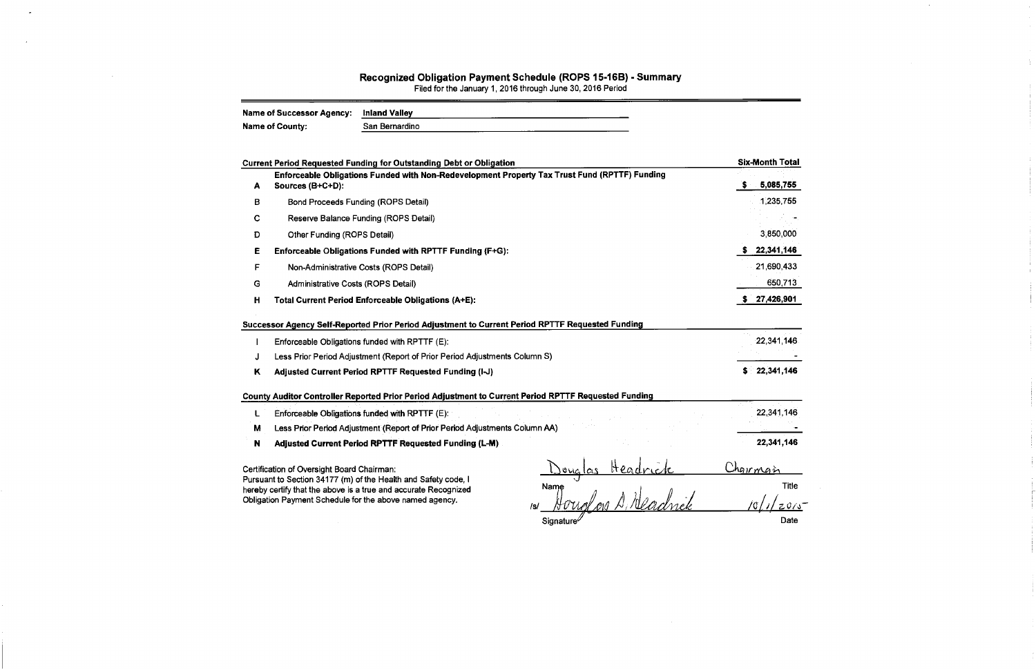# Recognized Obligation Payment Schedule (ROPS 15-16B) - Summary

Filed for the January 1, 2016 through June 30, 2016 Period

| | |
|---|---|
| **Name of Successor Agency:** | **Inland Valley** |
| **Name of County:** | San Bernardino |

| | **Current Period Requested Funding for Outstanding Debt or Obligation** | **Six-Month Total** |
|---|---|---|
| **A** | **Enforceable Obligations Funded with Non-Redevelopment Property Tax Trust Fund (RPTTF) Funding Sources (B+C+D):** | **$ 5,085,755** |
| B | Bond Proceeds Funding (ROPS Detail) | 1,235,755 |
| C | Reserve Balance Funding (ROPS Detail) | - |
| D | Other Funding (ROPS Detail) | 3,850,000 |
| **E** | **Enforceable Obligations Funded with RPTTF Funding (F+G):** | **$ 22,341,146** |
| F | Non-Administrative Costs (ROPS Detail) | 21,690,433 |
| G | Administrative Costs (ROPS Detail) | 650,713 |
| **H** | **Total Current Period Enforceable Obligations (A+E):** | **$ 27,426,901** |

| | **Successor Agency Self-Reported Prior Period Adjustment to Current Period RPTTF Requested Funding** | |
|---|---|---|
| I | Enforceable Obligations funded with RPTTF (E): | 22,341,146 |
| J | Less Prior Period Adjustment (Report of Prior Period Adjustments Column S) | - |
| **K** | **Adjusted Current Period RPTTF Requested Funding (I-J)** | **$ 22,341,146** |

| | **County Auditor Controller Reported Prior Period Adjustment to Current Period RPTTF Requested Funding** | |
|---|---|---|
| L | Enforceable Obligations funded with RPTTF (E): | 22,341,146 |
| M | Less Prior Period Adjustment (Report of Prior Period Adjustments Column AA) | - |
| **N** | **Adjusted Current Period RPTTF Requested Funding (L-M)** | **22,341,146** |

Certification of Oversight Board Chairman:
Pursuant to Section 34177 (m) of the Health and Safety code, I hereby certify that the above is a true and accurate Recognized Obligation Payment Schedule for the above named agency.

| | |
|---|---|
| Douglas Headrick | Chairman |
| Name | Title |
| /s/ Douglas D. Headrick | 10/1/2015 |
| Signature | Date |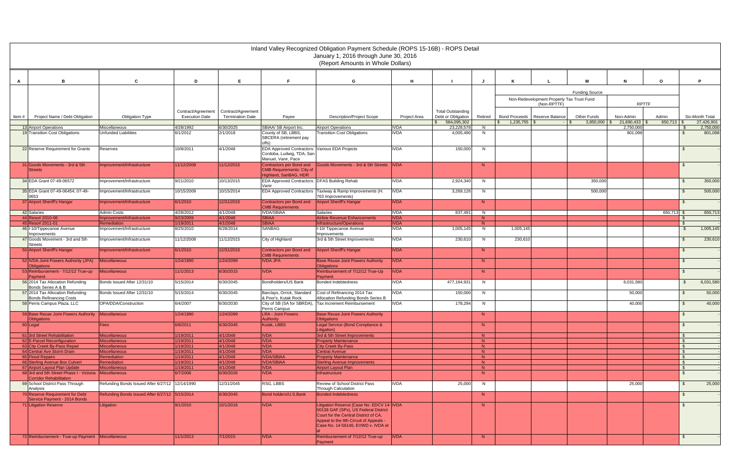# Inland Valley Recognized Obligation Payment Schedule (ROPS 15-16B) - ROPS Detail

January 1, 2016 through June 30, 2016

(Report Amounts in Whole Dollars)

| A | B | C | D | E | F | G | H | I | J | K | L | M | N | O | P |
|---|---|---|---|---|---|---|---|---|---|---|---|---|---|---|---|
| | | | | | | | | | | Funding Source | | | | | |
| | | | | | | | | | | Non-Redevelopment Property Tax Trust Fund (Non-RPTTF) | | | RPTTF | | |
| Item # | Project Name / Debt Obligation | Obligation Type | Contract/Agreement Execution Date | Contract/Agreement Termination Date | Payee | Description/Project Scope | Project Area | Total Outstanding Debt or Obligation | Retired | Bond Proceeds | Reserve Balance | Other Funds | Non-Admin | Admin | Six-Month Total |
| | | | | | | | | $ 584,095,302 | | $ 1,235,755 | $ - | $ 3,850,000 | $ 21,690,433 | $ 650,713 | $ 27,426,901 |
| 13 | Airport Operations | Miscellaneous | 4/28/1992 | 6/30/2025 | SBIAA/ SB Airport Inc. | Airport Operations | IVDA | 23,228,578 | N | | | | 2,750,000 | | $ 2,750,000 |
| 19 | Transition Cost Obligations | Unfunded Liabilities | 6/1/2012 | 2/1/2018 | County of SB, LBBS, SBCERA (retirement pay offs) | Transition Cost Obligations | IVDA | 4,005,490 | N | | | | 801,098 | | $ 801,098 |
| 22 | Reserve Requirement for Grants | Reserves | 10/8/2011 | 4/1/2048 | EDA Approved Contractors: Cordoba, Ludwig, TDA, San Manuel, Vanir, Pace | Various EDA Projects | IVDA | 150,000 | N | | | | | | $ - |
| 31 | Goods Movements - 3rd & 5th Streets | Improvement/Infrastructure | 11/12/2008 | 11/12/2015 | Contractors per Bond and CMB Requirements: City of Highland, SanBAG, HDR | Goods Movements - 3rd & 5th Streets | IVDA | | N | | | | | | $ - |
| 34 | EDA Grant 07-49-06572 | Improvement/Infrastructure | 9/21/2010 | 10/13/2015 | EDA Approved Contractors: Vanir | DFAS Building Rehab | IVDA | 2,924,340 | N | | | 350,000 | | | $ 350,000 |
| 35 | EDA Grant 07-49-06454; 07-49-0653 | Improvement/Infrastructure | 10/15/2009 | 10/15/2014 | EDA Approved Contractors | Taxiway & Ramp Improvements (H. 763 Improvements) | IVDA | 3,269,126 | N | | | 500,000 | | | $ 500,000 |
| 37 | Airport Sheriff's Hangar | Improvement/Infrastructure | 6/1/2010 | 12/31/2015 | Contractors per Bond and CMB Requirements | Airport Sheriff's Hangar | IVDA | | N | | | | | | $ - |
| 42 | Salaries | Admin Costs | 4/28/2012 | 4/1/2048 | IVDA/SBIAA | Salaries | IVDA | 837,491 | N | | | | | 650,713 | $ 650,713 |
| 44 | Reso# 2010-06 | Improvement/Infrastructure | 9/23/2009 | 4/1/2048 | SBIAA | Airline Revenue Enhancements | IVDA | | N | | | | | | $ - |
| 45 | Reso# 2011-01 | Remediation | 1/19/2011 | 4/1/2048 | SBIAA | Infrastructure/Operations | IVDA | | N | | | | | | $ - |
| 46 | I-10/Tippecanoe Avenue Improvements | Improvement/Infrastructure | 8/25/2010 | 6/28/2014 | SANBAG | I-10/ Tippecanoe Avenue Improvements | IVDA | 1,005,145 | N | 1,005,145 | | | | | $ 1,005,145 |
| 47 | Goods Movement - 3rd and 5th Streets | Improvement/Infrastructure | 11/12/2008 | 11/12/2015 | City of Highland | 3rd & 5th Street Improvements | IVDA | 230,610 | N | 230,610 | | | | | $ 230,610 |
| 50 | Airport Sheriff's Hangar | Improvement/Infrastructure | 6/1/2010 | 12/31/2015 | Contractors per Bond and CMB Requirements | Airport Sheriff's Hangar | IVDA | | N | | | | | | $ - |
| 52 | IVDA Joint Powers Authority (JPA) Obligations | Miscellaneous | 1/24/1990 | 1/24/2099 | IVDA JPA | Base Reuse Joint Powers Authority Obligations | IVDA | | N | | | | | | $ - |
| 53 | Reimbursement - 7/12/12 True-up Payment | Miscellaneous | 11/1/2013 | 6/30/2015 | IVDA | Reimbursement of 7/12/12 True-Up Payment | IVDA | | N | | | | | | $ - |
| 56 | 2014 Tax Allocation Refunding Bonds Series A & B | Bonds Issued After 12/31/10 | 5/15/2014 | 6/30/2045 | Bondholders/US Bank | Bonded Indebtedness | IVDA | 477,164,931 | N | | | | 6,031,580 | | $ 6,031,580 |
| 57 | 2014 Tax Allocation Refunding Bonds Refinancing Costs | Bonds Issued After 12/31/10 | 5/15/2014 | 6/30/2045 | Barclays, Orrick, Standard & Poor's, Kutak Rock | Cost of Refinancing 2014 Tax Allocation Refunding Bonds Series B | IVDA | 150,000 | N | | | | 50,000 | | $ 50,000 |
| 58 | Perris Campus Plaza, LLC | OPA/DDA/Construction | 6/4/2007 | 6/30/2030 | City of SB (SA for SBRDA), Perris Campus | Tax Increment Reimbursement | IVDA | 178,294 | N | | | | 40,000 | | $ 40,000 |
| 59 | Base Reuse Joint Powers Authority Obligations | Miscellaneous | 1/24/1990 | 1/24/2099 | LRA - Joint Powers Authority | Base Reuse Joint Powers Authority Obligations | IVDA | | N | | | | | | $ - |
| 60 | Legal | Fees | 6/8/2011 | 6/30/2045 | Kutak, LBBS | Legal Service (Bond Compliance & Litigation) | IVDA | | N | | | | | | $ - |
| 61 | 3rd Street Rehabilitation | Miscellaneous | 1/19/2011 | 4/1/2048 | IVDA | 3rd & 5th Street Improvements | | | N | | | | | | $ - |
| 62 | E-Parcel Reconfiguration | Miscellaneous | 1/19/2011 | 4/1/2048 | IVDA | Property Maintenance | | | N | | | | | | $ - |
| 63 | City Creek By-Pass Repair | Miscellaneous | 1/19/2011 | 4/1/2048 | IVDA | City Creek By-Pass | | | N | | | | | | $ - |
| 64 | Central Ave Storm Drain | Miscellaneous | 1/19/2011 | 4/1/2048 | IVDA | Central Avenue | | | N | | | | | | $ - |
| 65 | Flood Repairs | Remediation | 1/19/2011 | 4/1/2048 | IVDA/SBIAA | Property Maintenance | | | N | | | | | | $ - |
| 66 | Sterling Avenue Box Culvert | Remediation | 1/19/2011 | 4/1/2048 | IVDA/SBIAA | Sterling Avenue Improvements | | | N | | | | | | $ - |
| 67 | Airport Layout Plan Update | Miscellaneous | 1/19/2011 | 4/1/2048 | IVDA | Airport Layout Plan | | | N | | | | | | $ - |
| 68 | 3rd and 5th Street Phase I - Victoria Corridor Rehabilitation | Miscellaneous | 6/7/2006 | 6/30/2026 | IVDA | Infrastructure | | | N | | | | | | $ - |
| 69 | School District Pass Through Analysis | Refunding Bonds Issued After 6/27/12 | 12/14/1990 | 12/31/2045 | RSG, LBBS | Review of School District Pass Through Calculation | IVDA | 25,000 | N | | | | 25,000 | | $ 25,000 |
| 70 | Reserve Requirement for Debt Service Payment - 2014 Bonds | Refunding Bonds Issued After 6/27/12 | 5/15/2014 | 6/30/2045 | Bond holders/U.S.Bank | Bonded Indebtedness | | | N | | | | | | $ - |
| 71 | Litigation Reserve | Litigation | 9/1/2010 | 10/1/2016 | IVDA | Litigation Reserve [Case No. EDCV 14-00138 GAF (SPx), US Federal District Court for the Central District of CA, Appeal to the 9th Circuit of Appeals - Case No. 14-56146, EVWD v. IVDA et al | IVDA | | N | | | | | | $ - |
| 72 | Reimbursement - True-up Payment | Miscellaneous | 11/1/2013 | 7/1/2015 | IVDA | Reimbursement of 7/12/12 True-up Payment | IVDA | | N | | | | | | $ - |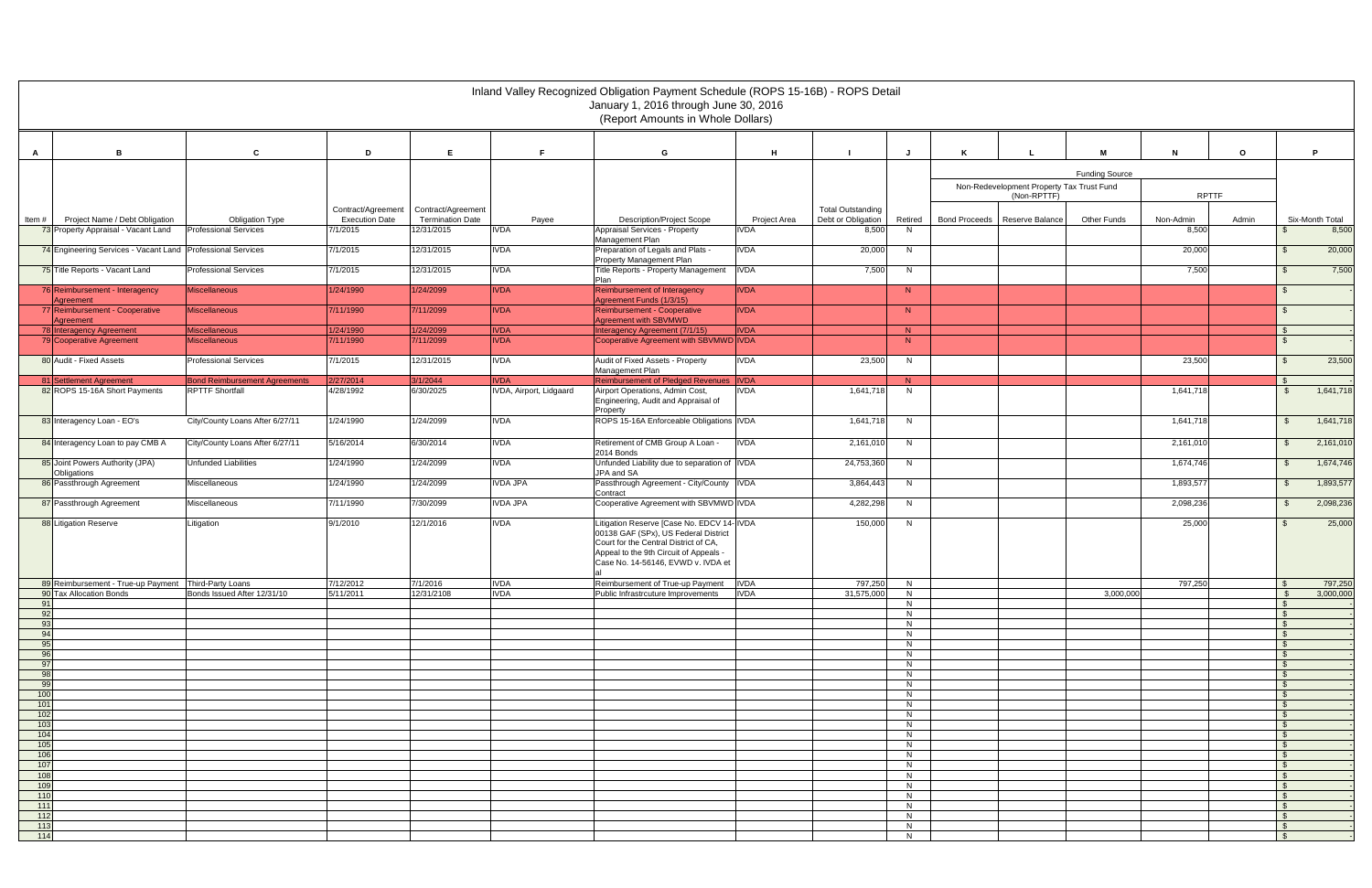# Inland Valley Recognized Obligation Payment Schedule (ROPS 15-16B) - ROPS Detail

January 1, 2016 through June 30, 2016

(Report Amounts in Whole Dollars)

| A | B | C | D | E | F | G | H | I | J | K | L | M | N | O | P |
|---|---|---|---|---|---|---|---|---|---|---|---|---|---|---|---|
| | | | | | | | | | | Funding Source | | | | | |
| | | | | | | | | | | Non-Redevelopment Property Tax Trust Fund (Non-RPTTF) | | | RPTTF | | |
| Item # | Project Name / Debt Obligation | Obligation Type | Contract/Agreement Execution Date | Contract/Agreement Termination Date | Payee | Description/Project Scope | Project Area | Total Outstanding Debt or Obligation | Retired | Bond Proceeds | Reserve Balance | Other Funds | Non-Admin | Admin | Six-Month Total |
| 73 | Property Appraisal - Vacant Land | Professional Services | 7/1/2015 | 12/31/2015 | IVDA | Appraisal Services - Property Management Plan | IVDA | 8,500 | N | | | | 8,500 | | $ 8,500 |
| 74 | Engineering Services - Vacant Land | Professional Services | 7/1/2015 | 12/31/2015 | IVDA | Preparation of Legals and Plats - Property Management Plan | IVDA | 20,000 | N | | | | 20,000 | | $ 20,000 |
| 75 | Title Reports - Vacant Land | Professional Services | 7/1/2015 | 12/31/2015 | IVDA | Title Reports - Property Management Plan | IVDA | 7,500 | N | | | | 7,500 | | $ 7,500 |
| 76 | Reimbursement - Interagency Agreement | Miscellaneous | 1/24/1990 | 1/24/2099 | IVDA | Reimbursement of Interagency Agreement Funds (1/3/15) | IVDA | | N | | | | | | $ - |
| 77 | Reimbursement - Cooperative Agreement | Miscellaneous | 7/11/1990 | 7/11/2099 | IVDA | Reimbursement - Cooperative Agreement with SBVMWD | IVDA | | N | | | | | | $ - |
| 78 | Interagency Agreement | Miscellaneous | 1/24/1990 | 1/24/2099 | IVDA | Interagency Agreement (7/1/15) | IVDA | | N | | | | | | $ - |
| 79 | Cooperative Agreement | Miscellaneous | 7/11/1990 | 7/11/2099 | IVDA | Cooperative Agreement with SBVMWD | IVDA | | N | | | | | | $ - |
| 80 | Audit - Fixed Assets | Professional Services | 7/1/2015 | 12/31/2015 | IVDA | Audit of Fixed Assets - Property Management Plan | IVDA | 23,500 | N | | | | 23,500 | | $ 23,500 |
| 81 | Settlement Agreement | Bond Reimbursement Agreements | 2/27/2014 | 3/1/2044 | IVDA | Reimbursement of Pledged Revenues | IVDA | | N | | | | | | $ - |
| 82 | ROPS 15-16A Short Payments | RPTTF Shortfall | 4/28/1992 | 6/30/2025 | IVDA, Airport, Lidgaard | Airport Operations, Admin Cost, Engineering, Audit and Appraisal of Property | IVDA | 1,641,718 | N | | | | 1,641,718 | | $ 1,641,718 |
| 83 | Interagency Loan - EO's | City/County Loans After 6/27/11 | 1/24/1990 | 1/24/2099 | IVDA | ROPS 15-16A Enforceable Obligations | IVDA | 1,641,718 | N | | | | 1,641,718 | | $ 1,641,718 |
| 84 | Interagency Loan to pay CMB A | City/County Loans After 6/27/11 | 5/16/2014 | 6/30/2014 | IVDA | Retirement of CMB Group A Loan - 2014 Bonds | IVDA | 2,161,010 | N | | | | 2,161,010 | | $ 2,161,010 |
| 85 | Joint Powers Authority (JPA) Obligations | Unfunded Liabilities | 1/24/1990 | 1/24/2099 | IVDA | Unfunded Liability due to separation of JPA and SA | IVDA | 24,753,360 | N | | | | 1,674,746 | | $ 1,674,746 |
| 86 | Passthrough Agreement | Miscellaneous | 1/24/1990 | 1/24/2099 | IVDA JPA | Passthrough Agreement - City/County Contract | IVDA | 3,864,443 | N | | | | 1,893,577 | | $ 1,893,577 |
| 87 | Passthrough Agreement | Miscellaneous | 7/11/1990 | 7/30/2099 | IVDA JPA | Cooperative Agreement with SBVMWD | IVDA | 4,282,298 | N | | | | 2,098,236 | | $ 2,098,236 |
| 88 | Litigation Reserve | Litigation | 9/1/2010 | 12/1/2016 | IVDA | Litigation Reserve [Case No. EDCV 14-00138 GAF (SPx), US Federal District Court for the Central District of CA, Appeal to the 9th Circuit of Appeals - Case No. 14-56146, EVWD v. IVDA et al | IVDA | 150,000 | N | | | | 25,000 | | $ 25,000 |
| 89 | Reimbursement - True-up Payment | Third-Party Loans | 7/12/2012 | 7/1/2016 | IVDA | Reimbursement of True-up Payment | IVDA | 797,250 | N | | | | 797,250 | | $ 797,250 |
| 90 | Tax Allocation Bonds | Bonds Issued After 12/31/10 | 5/11/2011 | 12/31/2108 | IVDA | Public Infrastrcuture Improvements | IVDA | 31,575,000 | N | | | 3,000,000 | | | $ 3,000,000 |
| 91 | | | | | | | | | N | | | | | | $ - |
| 92 | | | | | | | | | N | | | | | | $ - |
| 93 | | | | | | | | | N | | | | | | $ - |
| 94 | | | | | | | | | N | | | | | | $ - |
| 95 | | | | | | | | | N | | | | | | $ - |
| 96 | | | | | | | | | N | | | | | | $ - |
| 97 | | | | | | | | | N | | | | | | $ - |
| 98 | | | | | | | | | N | | | | | | $ - |
| 99 | | | | | | | | | N | | | | | | $ - |
| 100 | | | | | | | | | N | | | | | | $ - |
| 101 | | | | | | | | | N | | | | | | $ - |
| 102 | | | | | | | | | N | | | | | | $ - |
| 103 | | | | | | | | | N | | | | | | $ - |
| 104 | | | | | | | | | N | | | | | | $ - |
| 105 | | | | | | | | | N | | | | | | $ - |
| 106 | | | | | | | | | N | | | | | | $ - |
| 107 | | | | | | | | | N | | | | | | $ - |
| 108 | | | | | | | | | N | | | | | | $ - |
| 109 | | | | | | | | | N | | | | | | $ - |
| 110 | | | | | | | | | N | | | | | | $ - |
| 111 | | | | | | | | | N | | | | | | $ - |
| 112 | | | | | | | | | N | | | | | | $ - |
| 113 | | | | | | | | | N | | | | | | $ - |
| 114 | | | | | | | | | N | | | | | | $ - |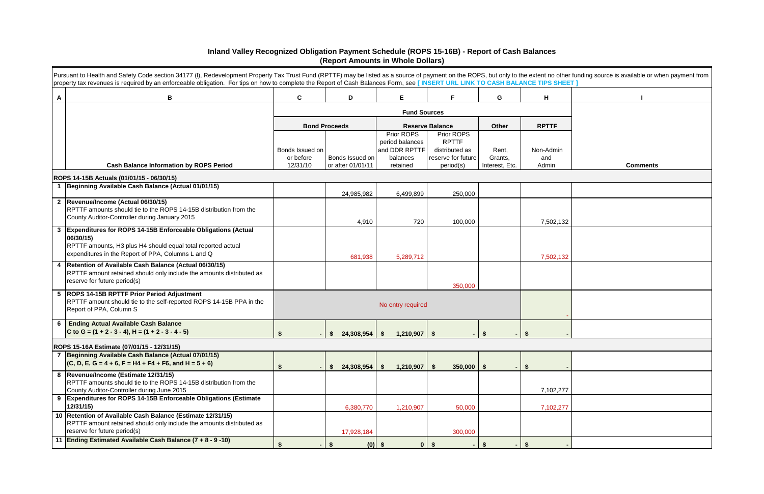# Inland Valley Recognized Obligation Payment Schedule (ROPS 15-16B) - Report of Cash Balances

## (Report Amounts in Whole Dollars)

Pursuant to Health and Safety Code section 34177 (l), Redevelopment Property Tax Trust Fund (RPTTF) may be listed as a source of payment on the ROPS, but only to the extent no other funding source is available or when payment from property tax revenues is required by an enforceable obligation. For tips on how to complete the Report of Cash Balances Form, see [ INSERT URL LINK TO CASH BALANCE TIPS SHEET ]

| A | B | C | D | E | F | G | H | I |
|---|---|---|---|---|---|---|---|---|
| | | Fund Sources | | | | | | |
| | | Bond Proceeds | | Reserve Balance | | Other | RPTTF | |
| | **Cash Balance Information by ROPS Period** | Bonds Issued on or before 12/31/10 | Bonds Issued on or after 01/01/11 | Prior ROPS period balances and DDR RPTTF balances retained | Prior ROPS RPTTF distributed as reserve for future period(s) | Rent, Grants, Interest, Etc. | Non-Admin and Admin | **Comments** |
| | **ROPS 14-15B Actuals (01/01/15 - 06/30/15)** | | | | | | | |
| 1 | **Beginning Available Cash Balance (Actual 01/01/15)** | | 24,985,982 | 6,499,899 | 250,000 | | | |
| 2 | **Revenue/Income (Actual 06/30/15)** RPTTF amounts should tie to the ROPS 14-15B distribution from the County Auditor-Controller during January 2015 | | 4,910 | 720 | 100,000 | | 7,502,132 | |
| 3 | **Expenditures for ROPS 14-15B Enforceable Obligations (Actual 06/30/15)** RPTTF amounts, H3 plus H4 should equal total reported actual expenditures in the Report of PPA, Columns L and Q | | 681,938 | 5,289,712 | | | 7,502,132 | |
| 4 | **Retention of Available Cash Balance (Actual 06/30/15)** RPTTF amount retained should only include the amounts distributed as reserve for future period(s) | | | | 350,000 | | | |
| 5 | **ROPS 14-15B RPTTF Prior Period Adjustment** RPTTF amount should tie to the self-reported ROPS 14-15B PPA in the Report of PPA, Column S | No entry required | | | | | - | |
| 6 | **Ending Actual Available Cash Balance** **C to G = (1 + 2 - 3 - 4), H = (1 + 2 - 3 - 4 - 5)** | $ - | $ 24,308,954 | $ 1,210,907 | $ - | $ - | $ - | |
| | **ROPS 15-16A Estimate (07/01/15 - 12/31/15)** | | | | | | | |
| 7 | **Beginning Available Cash Balance (Actual 07/01/15)** **(C, D, E, G = 4 + 6, F = H4 + F4 + F6, and H = 5 + 6)** | $ - | $ 24,308,954 | $ 1,210,907 | $ 350,000 | $ - | $ - | |
| 8 | **Revenue/Income (Estimate 12/31/15)** RPTTF amounts should tie to the ROPS 14-15B distribution from the County Auditor-Controller during June 2015 | | | | | | 7,102,277 | |
| 9 | **Expenditures for ROPS 14-15B Enforceable Obligations (Estimate 12/31/15)** | | 6,380,770 | 1,210,907 | 50,000 | | 7,102,277 | |
| 10 | **Retention of Available Cash Balance (Estimate 12/31/15)** RPTTF amount retained should only include the amounts distributed as reserve for future period(s) | | 17,928,184 | | 300,000 | | | |
| 11 | **Ending Estimated Available Cash Balance (7 + 8 - 9 -10)** | $ - | $ (0) | $ 0 | $ - | $ - | $ - | |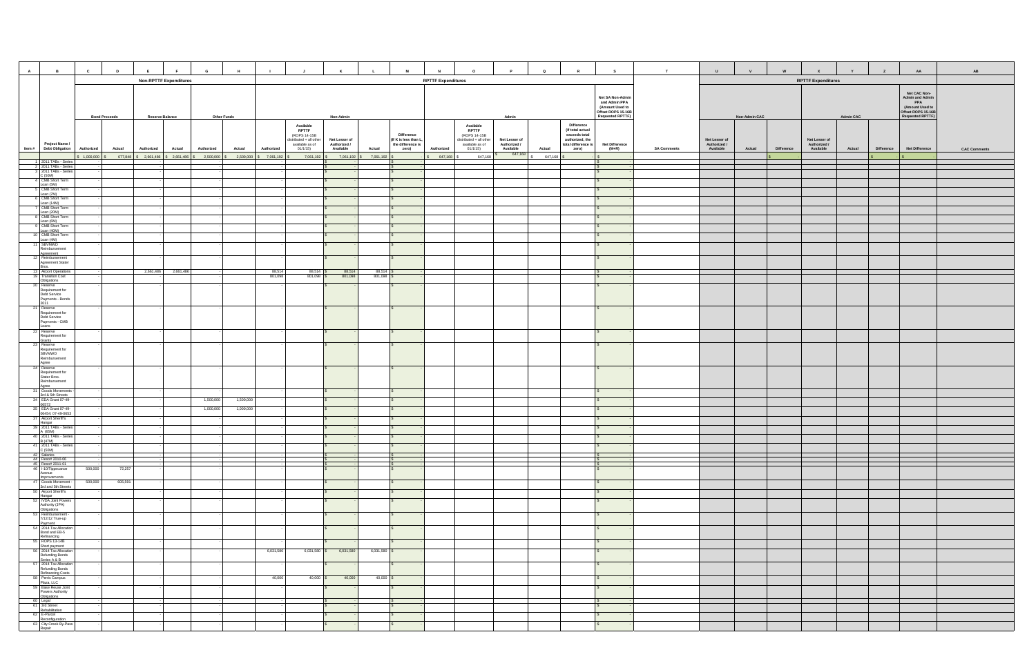| A | B | C | D | E | F | G | H | I | J | K | L | M | N | O | P | Q | R | S | T | U | V | W | X | Y | Z | AA | AB |
|---|---|---|---|---|---|---|---|---|---|---|---|---|---|---|---|---|---|---|---|---|---|---|---|---|---|---|---|
| | | Non-RPTTF Expenditures | | | | | | RPTTF Expenditures | | | | | | | | | | | | RPTTF Expenditures | | | | | | | |
| | | Bond Proceeds | | Reserve Balance | | Other Funds | | Non-Admin | | | | | Admin | | | | | Net SA Non-Admin and Admin PPA (Amount Used to Offset ROPS 15-16B Requested RPTTF) | | Non-Admin CAC | | | Admin CAC | | | Net CAC Non-Admin and Admin PPA (Amount Used to Offset ROPS 15-16B Requested RPTTF) | |
| Item # | Project Name / Debt Obligation | Authorized | Actual | Authorized | Actual | Authorized | Actual | Authorized | Available RPTTF (ROPS 14-15B distributed + all other available as of 01/1/15) | Net Lesser of Authorized / Available | Actual | Difference (If K is less than L, the difference is zero) | Authorized | Available RPTTF (ROPS 14-15B distributed + all other available as of 01/1/15) | Net Lesser of Authorized / Available | Actual | Difference (If total actual exceeds total authorized, the total difference is zero) | Net Difference (M+R) | SA Comments | Net Lesser of Authorized / Available | Actual | Difference | Net Lesser of Authorized / Available | Actual | Difference | Net Difference | CAC Comments |
| | | $ 1,000,000 | $ 677,848 | $ 2,661,486 | $ 2,661,486 | $ 2,500,000 | $ 2,500,000 | $ 7,061,192 | $ 7,061,192 | $ 7,061,192 | $ 7,061,192 | $ - | $ 647,168 | $ 647,168 | $ 647,168 | $ 647,168 | $ - | $ - | | | | $ - | | | $ - | $ - | |
| 1 | 2011 TABs - Series A | - | | - | | - | | - | | $ - | | $ - | | | | | | $ - | | | | | | | | | |
| 2 | 2011 TABs - Series B | - | | - | | - | | - | | $ - | | $ - | | | | | | $ - | | | | | | | | | |
| 3 | 2011 TABs - Series C (50M) | - | | - | | - | | - | | $ - | | $ - | | | | | | $ - | | | | | | | | | |
| 4 | CMB Short Term Loan (5M) | - | | - | | - | | - | | $ - | | $ - | | | | | | $ - | | | | | | | | | |
| 5 | CMB Short Term Loan (7M) | - | | - | | - | | - | | $ - | | $ - | | | | | | $ - | | | | | | | | | |
| 6 | CMB Short Term Loan (14M) | - | | - | | - | | - | | $ - | | $ - | | | | | | $ - | | | | | | | | | |
| 7 | CMB Short Term Loan (20M) | - | | - | | - | | - | | $ - | | $ - | | | | | | $ - | | | | | | | | | |
| 8 | CMB Short Term Loan (6M) | - | | - | | - | | - | | $ - | | $ - | | | | | | $ - | | | | | | | | | |
| 9 | CMB Short Term Loan (40M) | - | | - | | - | | - | | $ - | | $ - | | | | | | $ - | | | | | | | | | |
| 10 | CMB Short Term Loan (4M) | - | | - | | - | | - | | $ - | | $ - | | | | | | $ - | | | | | | | | | |
| 11 | SBVMWD Reimbursement Agreement | - | | - | | - | | - | | $ - | | $ - | | | | | | $ - | | | | | | | | | |
| 12 | Reimbursement Agreement Stater Bros. | - | | - | | - | | - | | $ - | | $ - | | | | | | $ - | | | | | | | | | |
| 13 | Airport Operations | - | | 2,661,486 | 2,661,486 | - | | 88,514 | 88,514 | $ 88,514 | 88,514 | $ - | | | | | | $ - | | | | | | | | | |
| 19 | Transition Cost Obligations | - | | - | | - | | 801,098 | 801,098 | $ 801,098 | 801,098 | $ - | | | | | | $ - | | | | | | | | | |
| 20 | Reserve Requirement for Debt Service Payments - Bonds 2011 | - | | - | | - | | - | | $ - | | $ - | | | | | | $ - | | | | | | | | | |
| 21 | Reserve Requirement for Debt Service Payments - CMB Loans | - | | - | | - | | - | | $ - | | $ - | | | | | | $ - | | | | | | | | | |
| 22 | Reserve Requirement for Grants | - | | - | | - | | - | | $ - | | $ - | | | | | | $ - | | | | | | | | | |
| 23 | Reserve Requirement for SBVMWD Reimbursement Agree | - | | - | | - | | - | | $ - | | $ - | | | | | | $ - | | | | | | | | | |
| 24 | Reserve Requirement for Stater Bros. Reimbursement Agree | - | | - | | - | | - | | $ - | | $ - | | | | | | $ - | | | | | | | | | |
| 31 | Goods Movements - 3rd & 5th Streets | - | | - | | - | | - | | $ - | | $ - | | | | | | $ - | | | | | | | | | |
| 34 | EDA Grant 07-49-06572 | - | | - | | 1,500,000 | 1,500,000 | - | | $ - | | $ - | | | | | | $ - | | | | | | | | | |
| 35 | EDA Grant 07-49-06454; 07-49-0653 | - | | - | | 1,000,000 | 1,000,000 | - | | $ - | | $ - | | | | | | $ - | | | | | | | | | |
| 37 | Airport Sheriff's Hangar | - | | - | | - | | - | | $ - | | $ - | | | | | | $ - | | | | | | | | | |
| 39 | 2011 TABs - Series A (61M) | - | | - | | - | | - | | $ - | | $ - | | | | | | $ - | | | | | | | | | |
| 40 | 2011 TABs - Series B (47M) | - | | - | | - | | - | | $ - | | $ - | | | | | | $ - | | | | | | | | | |
| 41 | 2011 TABs - Series C (50M) | - | | - | | - | | - | | $ - | | $ - | | | | | | $ - | | | | | | | | | |
| 42 | Salaries | - | | - | | - | | - | | $ - | | $ - | | | | | | $ - | | | | | | | | | |
| 44 | Reso# 2010-05 | - | | - | | - | | - | | $ - | | $ - | | | | | | $ - | | | | | | | | | |
| 45 | Reso# 2011-01 | - | | - | | - | | - | | $ - | | $ - | | | | | | $ - | | | | | | | | | |
| 46 | I-10/Tippecanoe Avenue Improvements | 500,000 | 72,257 | - | | - | | - | | $ - | | $ - | | | | | | $ - | | | | | | | | | |
| 47 | Goods Movement - 3rd and 5th Streets | 500,000 | 605,591 | - | | - | | - | | $ - | | $ - | | | | | | $ - | | | | | | | | | |
| 50 | Airport Sheriff's Hangar | - | | - | | - | | - | | $ - | | $ - | | | | | | $ - | | | | | | | | | |
| 52 | IVDA Joint Powers Authority (JPA) Obligations | - | | - | | - | | - | | $ - | | $ - | | | | | | $ - | | | | | | | | | |
| 53 | Reimbursement - 7/12/12 True-up Payment | - | | - | | - | | - | | $ - | | $ - | | | | | | $ - | | | | | | | | | |
| 54 | 2014 Tax Allocation Bond and EB-5 Refinancing | - | | - | | - | | - | | $ - | | $ - | | | | | | $ - | | | | | | | | | |
| 55 | ROPS 13-14B Short payment | - | | - | | - | | - | | $ - | | $ - | | | | | | $ - | | | | | | | | | |
| 56 | 2014 Tax Allocation Refunding Bonds Series A & B | - | | - | | - | | 6,031,580 | 6,031,580 | $ 6,031,580 | 6,031,580 | $ - | | | | | | $ - | | | | | | | | | |
| 57 | 2014 Tax Allocation Refunding Bonds Refinancing Costs | - | | - | | - | | - | | $ - | | $ - | | | | | | $ - | | | | | | | | | |
| 58 | Perris Campus Plaza, LLC | - | | - | | - | | 40,000 | 40,000 | $ 40,000 | 40,000 | $ - | | | | | | $ - | | | | | | | | | |
| 59 | Base Reuse Joint Powers Authority Obligations | - | | - | | - | | - | | $ - | | $ - | | | | | | $ - | | | | | | | | | |
| 60 | Legal | - | | - | | - | | - | | $ - | | $ - | | | | | | $ - | | | | | | | | | |
| 61 | 3rd Street Rehabilitation | - | | - | | - | | - | | $ - | | $ - | | | | | | $ - | | | | | | | | | |
| 62 | E-Parcel Reconfiguration | - | | - | | - | | - | | $ - | | $ - | | | | | | $ - | | | | | | | | | |
| 63 | City Creek By-Pass Repair | - | | - | | - | | - | | $ - | | $ - | | | | | | $ - | | | | | | | | | |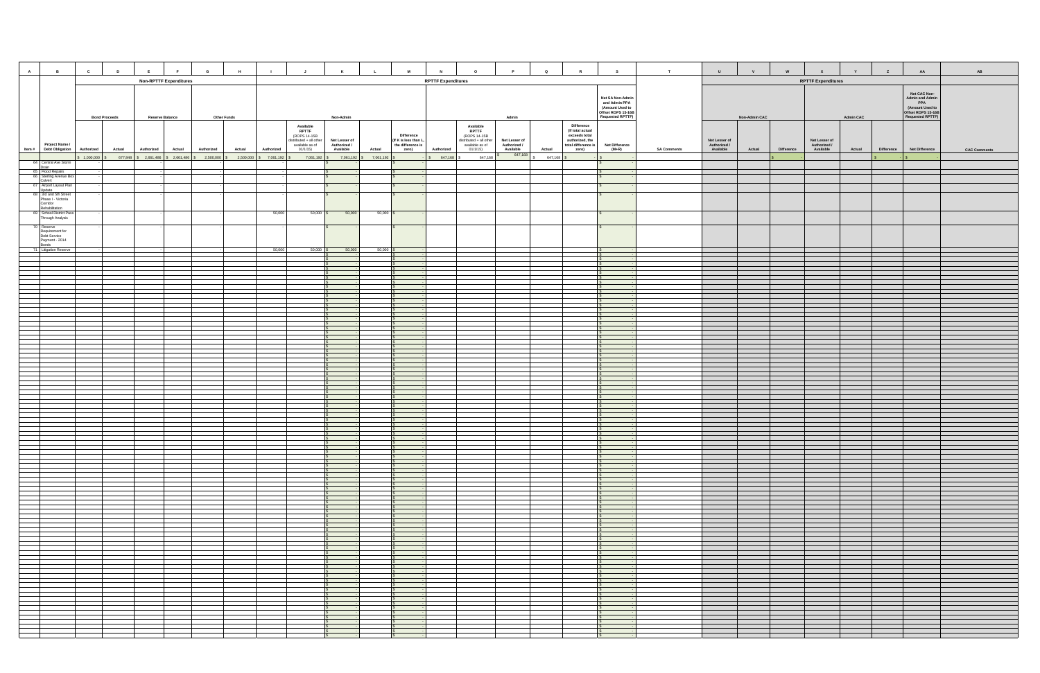| A | B | C | D | E | F | G | H | I | J | K | L | M | N | O | P | Q | R | S | T | U | V | W | X | Y | Z | AA | AB |
|---|---|---|---|---|---|---|---|---|---|---|---|---|---|---|---|---|---|---|---|---|---|---|---|---|---|---|---|
| | | Non-RPTTF Expenditures | | | | | | RPTTF Expenditures | | | | | | | | | | | | RPTTF Expenditures | | | | | | | |
| | | Bond Proceeds | | Reserve Balance | | Other Funds | | Non-Admin | | | | | Admin | | | | | Net SA Non-Admin and Admin PPA (Amount Used to Offset ROPS 15-16B Requested RPTTF) | | Non-Admin CAC | | | Admin CAC | | | Net CAC Non-Admin and Admin PPA (Amount Used to Offset ROPS 15-16B Requested RPTTF) | |
| Item # | Project Name / Debt Obligation | Authorized | Actual | Authorized | Actual | Authorized | Actual | Authorized | Available RPTTF (ROPS 14-15B distributed + all other available as of 01/1/15) | Net Lesser of Authorized / Available | Actual | Difference (If K is less than L, the difference is zero) | Authorized | Available RPTTF (ROPS 14-15B distributed + all other available as of 01/1/15) | Net Lesser of Authorized / Available | Actual | Difference (If total actual exceeds total authorized, the total difference is zero) | Net Difference (M+R) | SA Comments | Net Lesser of Authorized / Available | Actual | Difference | Net Lesser of Authorized / Available | Actual | Difference | Net Difference | CAC Comments |
| | | $ 1,000,000 | $ 677,848 | $ 2,661,486 | $ 2,661,486 | $ 2,500,000 | $ 2,500,000 | $ 7,061,192 | $ 7,061,192 | $ 7,061,192 | $ 7,061,192 | $ - | $ 647,168 | $ 647,168 | $ 647,168 | $ 647,168 | $ - | $ - | | | | $ - | | | $ - | $ - | |
| 64 | Central Ave Storm Drain | | | | | | | | | $ - | | $ - | | | | | | $ - | | | | | | | | | |
| 65 | Flood Repairs | - | | - | | - | | - | | $ - | | $ - | | | | | | $ - | | | | | | | | | |
| 66 | Sterling Avenue Box Culvert | - | | - | | - | | - | | $ - | | $ - | | | | | | $ - | | | | | | | | | |
| 67 | Airport Layout Plan Update | - | | - | | - | | - | | $ - | | $ - | | | | | | $ - | | | | | | | | | |
| 68 | 3rd and 5th Street Phase I - Victoria Corridor Rehabilitation | - | | - | | - | | - | | $ - | | $ - | | | | | | $ - | | | | | | | | | |
| 69 | School District Pass Through Analysis | | | | | - | | 50,000 | 50,000 | $ 50,000 | 50,000 | $ - | | | | | | $ - | | | | | | | | | |
| 70 | Reserve Requirement for Debt Service Payment - 2014 Bonds | - | | - | | - | | - | | $ - | | $ - | | | | | | $ - | | | | | | | | | |
| 71 | Litigation Reserve | - | | - | | - | | 50,000 | 50,000 | $ 50,000 | 50,000 | $ - | | | | | | $ - | | | | | | | | | |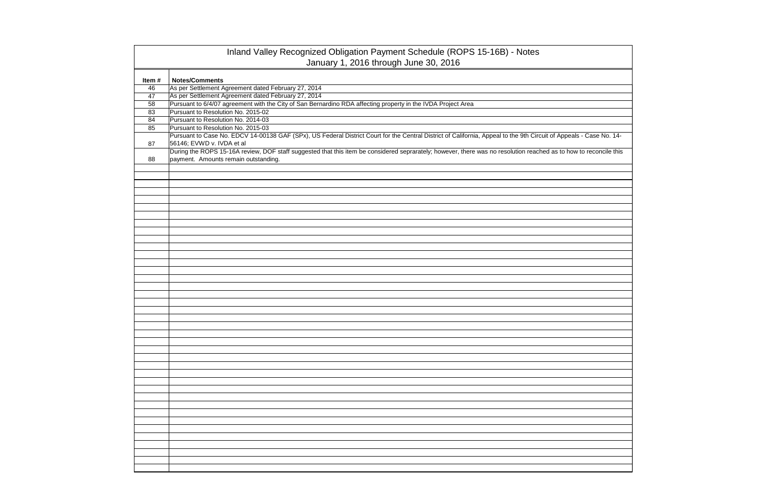# Inland Valley Recognized Obligation Payment Schedule (ROPS 15-16B) - Notes

## January 1, 2016 through June 30, 2016

| Item # | Notes/Comments |
|---|---|
| 46 | As per Settlement Agreement dated February 27, 2014 |
| 47 | As per Settlement Agreement dated February 27, 2014 |
| 58 | Pursuant to 6/4/07 agreement with the City of San Bernardino RDA affecting property in the IVDA Project Area |
| 83 | Pursuant to Resolution No. 2015-02 |
| 84 | Pursuant to Resolution No. 2014-03 |
| 85 | Pursuant to Resolution No. 2015-03 |
| 87 | Pursuant to Case No. EDCV 14-00138 GAF (SPx), US Federal District Court for the Central District of California, Appeal to the 9th Circuit of Appeals - Case No. 14-56146; EVWD v. IVDA et al |
| 88 | During the ROPS 15-16A review, DOF staff suggested that this item be considered seprarately; however, there was no resolution reached as to how to reconcile this payment. Amounts remain outstanding. |